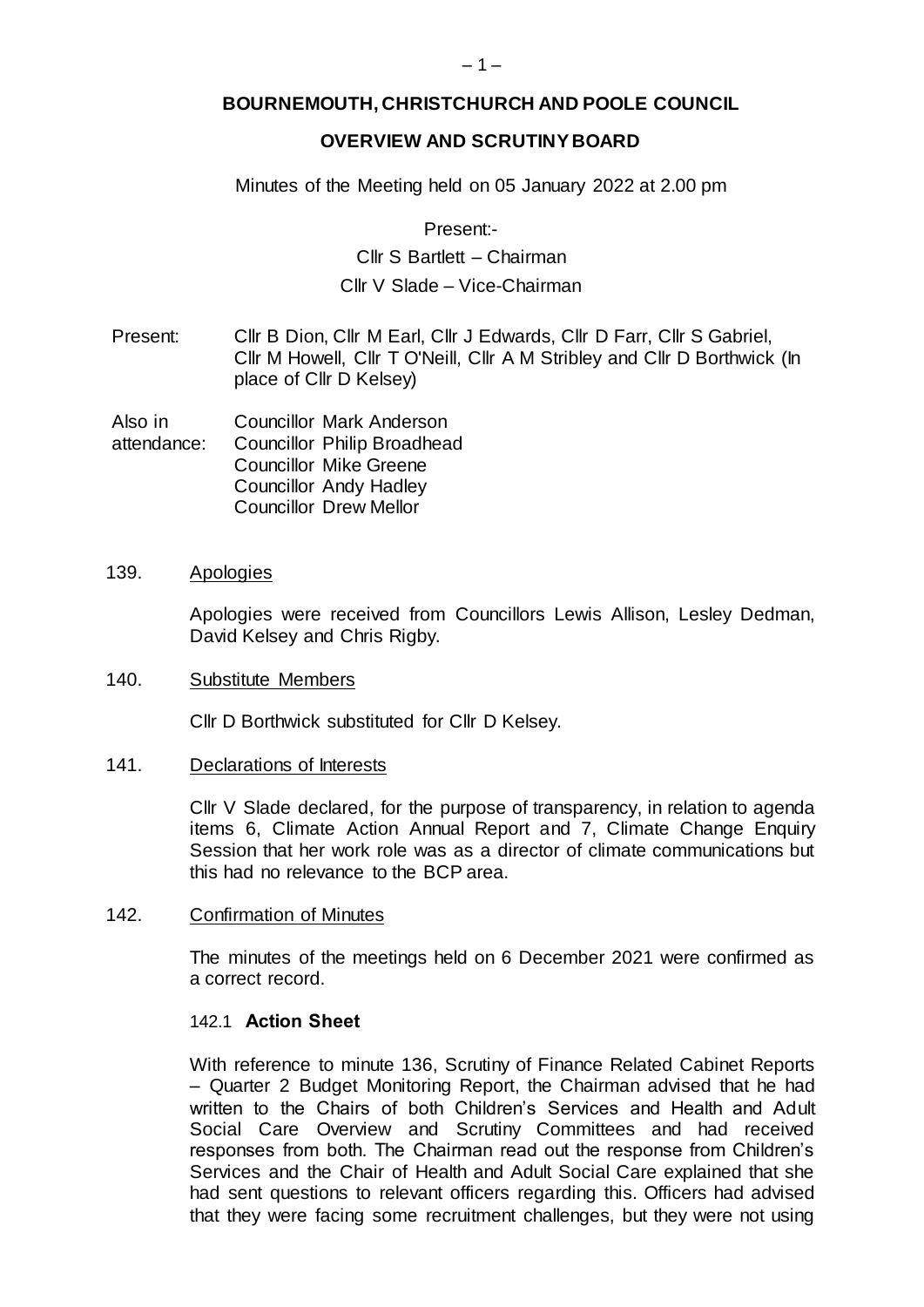# BOURNEMOUTH, CHRISTCHURCH AND POOLE COUNCIL

## OVERVIEW AND SCRUTINY BOARD

Minutes of the Meeting held on 05 January 2022 at 2.00 pm

Present:-

Cllr S Bartlett – Chairman

Cllr V Slade – Vice-Chairman

Present: Cllr B Dion, Cllr M Earl, Cllr J Edwards, Cllr D Farr, Cllr S Gabriel, Cllr M Howell, Cllr T O'Neill, Cllr A M Stribley and Cllr D Borthwick (In place of Cllr D Kelsey)

Also in attendance: Councillor Mark Anderson
Councillor Philip Broadhead
Councillor Mike Greene
Councillor Andy Hadley
Councillor Drew Mellor

139. Apologies

Apologies were received from Councillors Lewis Allison, Lesley Dedman, David Kelsey and Chris Rigby.

140. Substitute Members

Cllr D Borthwick substituted for Cllr D Kelsey.

141. Declarations of Interests

Cllr V Slade declared, for the purpose of transparency, in relation to agenda items 6, Climate Action Annual Report and 7, Climate Change Enquiry Session that her work role was as a director of climate communications but this had no relevance to the BCP area.

142. Confirmation of Minutes

The minutes of the meetings held on 6 December 2021 were confirmed as a correct record.

142.1 **Action Sheet**

With reference to minute 136, Scrutiny of Finance Related Cabinet Reports – Quarter 2 Budget Monitoring Report, the Chairman advised that he had written to the Chairs of both Children's Services and Health and Adult Social Care Overview and Scrutiny Committees and had received responses from both. The Chairman read out the response from Children's Services and the Chair of Health and Adult Social Care explained that she had sent questions to relevant officers regarding this. Officers had advised that they were facing some recruitment challenges, but they were not using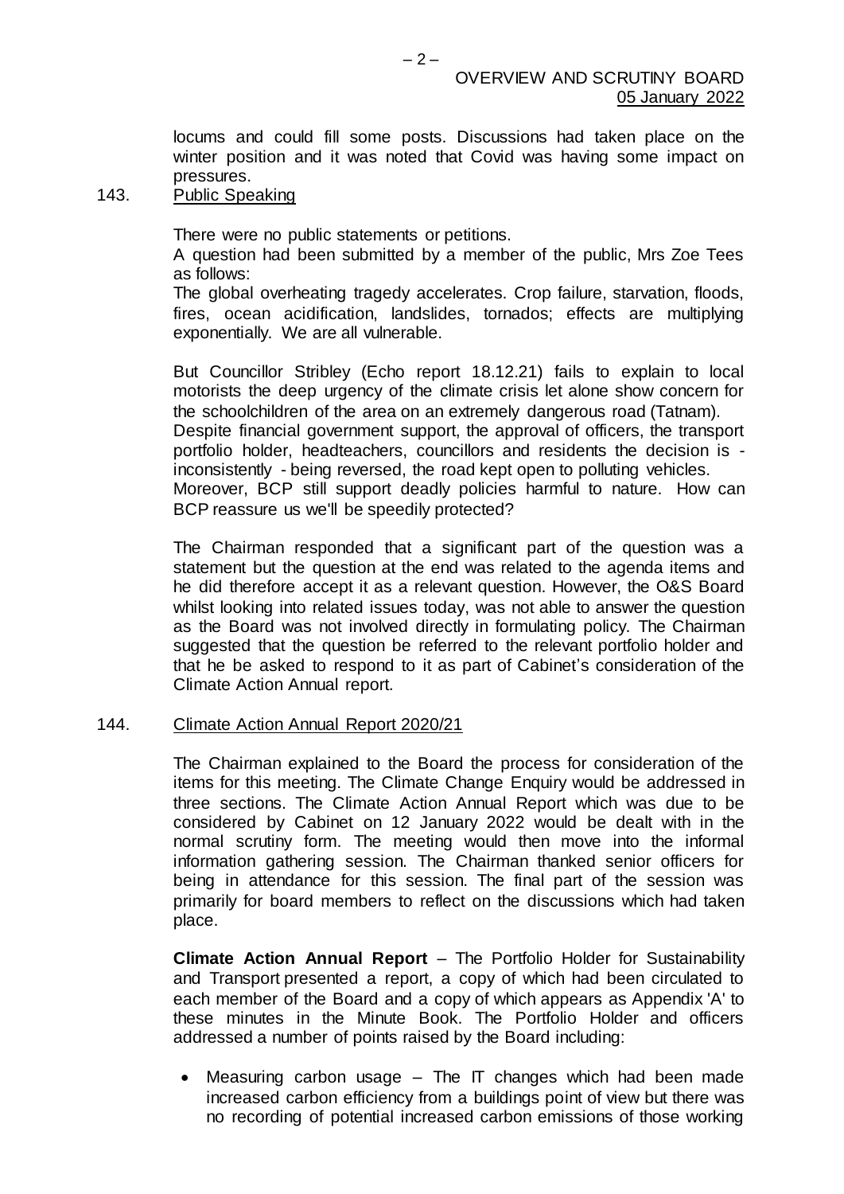locums and could fill some posts. Discussions had taken place on the winter position and it was noted that Covid was having some impact on pressures.

143. Public Speaking

There were no public statements or petitions.

A question had been submitted by a member of the public, Mrs Zoe Tees as follows:

The global overheating tragedy accelerates. Crop failure, starvation, floods, fires, ocean acidification, landslides, tornados; effects are multiplying exponentially. We are all vulnerable.

But Councillor Stribley (Echo report 18.12.21) fails to explain to local motorists the deep urgency of the climate crisis let alone show concern for the schoolchildren of the area on an extremely dangerous road (Tatnam).
Despite financial government support, the approval of officers, the transport portfolio holder, headteachers, councillors and residents the decision is - inconsistently - being reversed, the road kept open to polluting vehicles.
Moreover, BCP still support deadly policies harmful to nature. How can BCP reassure us we'll be speedily protected?

The Chairman responded that a significant part of the question was a statement but the question at the end was related to the agenda items and he did therefore accept it as a relevant question. However, the O&S Board whilst looking into related issues today, was not able to answer the question as the Board was not involved directly in formulating policy. The Chairman suggested that the question be referred to the relevant portfolio holder and that he be asked to respond to it as part of Cabinet's consideration of the Climate Action Annual report.

144. Climate Action Annual Report 2020/21

The Chairman explained to the Board the process for consideration of the items for this meeting. The Climate Change Enquiry would be addressed in three sections. The Climate Action Annual Report which was due to be considered by Cabinet on 12 January 2022 would be dealt with in the normal scrutiny form. The meeting would then move into the informal information gathering session. The Chairman thanked senior officers for being in attendance for this session. The final part of the session was primarily for board members to reflect on the discussions which had taken place.

**Climate Action Annual Report** – The Portfolio Holder for Sustainability and Transport presented a report, a copy of which had been circulated to each member of the Board and a copy of which appears as Appendix 'A' to these minutes in the Minute Book. The Portfolio Holder and officers addressed a number of points raised by the Board including:

- Measuring carbon usage – The IT changes which had been made increased carbon efficiency from a buildings point of view but there was no recording of potential increased carbon emissions of those working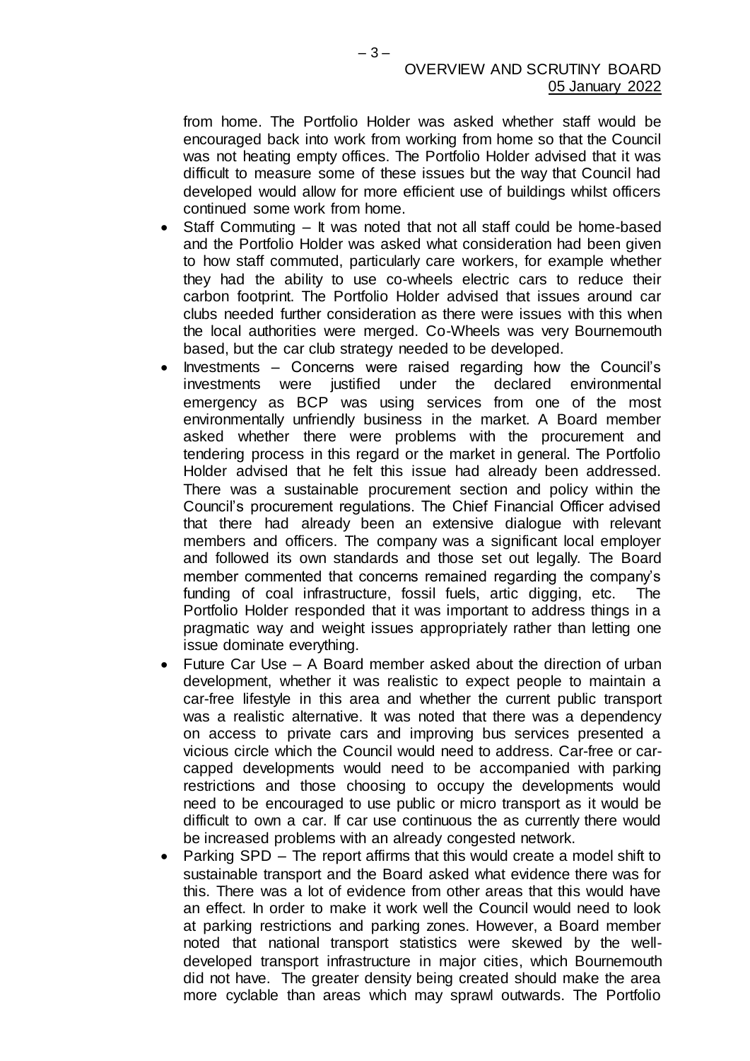from home. The Portfolio Holder was asked whether staff would be encouraged back into work from working from home so that the Council was not heating empty offices. The Portfolio Holder advised that it was difficult to measure some of these issues but the way that Council had developed would allow for more efficient use of buildings whilst officers continued some work from home.

- Staff Commuting – It was noted that not all staff could be home-based and the Portfolio Holder was asked what consideration had been given to how staff commuted, particularly care workers, for example whether they had the ability to use co-wheels electric cars to reduce their carbon footprint. The Portfolio Holder advised that issues around car clubs needed further consideration as there were issues with this when the local authorities were merged. Co-Wheels was very Bournemouth based, but the car club strategy needed to be developed.
- Investments – Concerns were raised regarding how the Council's investments were justified under the declared environmental emergency as BCP was using services from one of the most environmentally unfriendly business in the market. A Board member asked whether there were problems with the procurement and tendering process in this regard or the market in general. The Portfolio Holder advised that he felt this issue had already been addressed. There was a sustainable procurement section and policy within the Council's procurement regulations. The Chief Financial Officer advised that there had already been an extensive dialogue with relevant members and officers. The company was a significant local employer and followed its own standards and those set out legally. The Board member commented that concerns remained regarding the company's funding of coal infrastructure, fossil fuels, artic digging, etc. The Portfolio Holder responded that it was important to address things in a pragmatic way and weight issues appropriately rather than letting one issue dominate everything.
- Future Car Use – A Board member asked about the direction of urban development, whether it was realistic to expect people to maintain a car-free lifestyle in this area and whether the current public transport was a realistic alternative. It was noted that there was a dependency on access to private cars and improving bus services presented a vicious circle which the Council would need to address. Car-free or car-capped developments would need to be accompanied with parking restrictions and those choosing to occupy the developments would need to be encouraged to use public or micro transport as it would be difficult to own a car. If car use continuous the as currently there would be increased problems with an already congested network.
- Parking SPD – The report affirms that this would create a model shift to sustainable transport and the Board asked what evidence there was for this. There was a lot of evidence from other areas that this would have an effect. In order to make it work well the Council would need to look at parking restrictions and parking zones. However, a Board member noted that national transport statistics were skewed by the well-developed transport infrastructure in major cities, which Bournemouth did not have. The greater density being created should make the area more cyclable than areas which may sprawl outwards. The Portfolio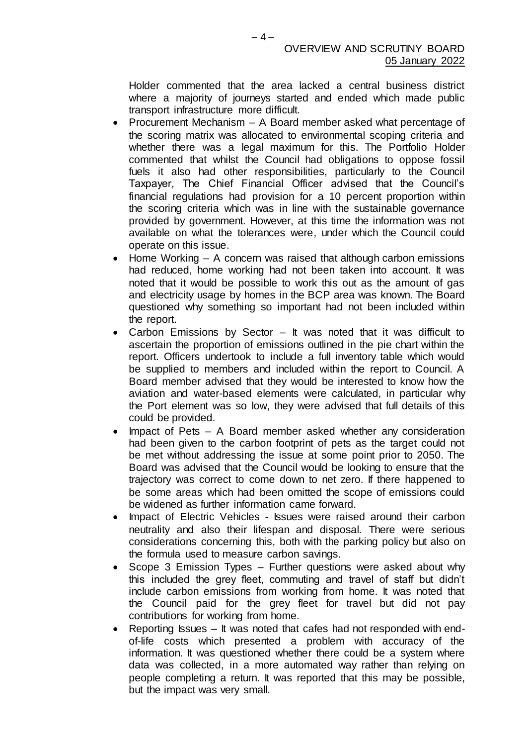Holder commented that the area lacked a central business district where a majority of journeys started and ended which made public transport infrastructure more difficult.

- Procurement Mechanism – A Board member asked what percentage of the scoring matrix was allocated to environmental scoping criteria and whether there was a legal maximum for this. The Portfolio Holder commented that whilst the Council had obligations to oppose fossil fuels it also had other responsibilities, particularly to the Council Taxpayer, The Chief Financial Officer advised that the Council's financial regulations had provision for a 10 percent proportion within the scoring criteria which was in line with the sustainable governance provided by government. However, at this time the information was not available on what the tolerances were, under which the Council could operate on this issue.
- Home Working – A concern was raised that although carbon emissions had reduced, home working had not been taken into account. It was noted that it would be possible to work this out as the amount of gas and electricity usage by homes in the BCP area was known. The Board questioned why something so important had not been included within the report.
- Carbon Emissions by Sector – It was noted that it was difficult to ascertain the proportion of emissions outlined in the pie chart within the report. Officers undertook to include a full inventory table which would be supplied to members and included within the report to Council. A Board member advised that they would be interested to know how the aviation and water-based elements were calculated, in particular why the Port element was so low, they were advised that full details of this could be provided.
- Impact of Pets – A Board member asked whether any consideration had been given to the carbon footprint of pets as the target could not be met without addressing the issue at some point prior to 2050. The Board was advised that the Council would be looking to ensure that the trajectory was correct to come down to net zero. If there happened to be some areas which had been omitted the scope of emissions could be widened as further information came forward.
- Impact of Electric Vehicles - Issues were raised around their carbon neutrality and also their lifespan and disposal. There were serious considerations concerning this, both with the parking policy but also on the formula used to measure carbon savings.
- Scope 3 Emission Types – Further questions were asked about why this included the grey fleet, commuting and travel of staff but didn't include carbon emissions from working from home. It was noted that the Council paid for the grey fleet for travel but did not pay contributions for working from home.
- Reporting Issues – It was noted that cafes had not responded with end-of-life costs which presented a problem with accuracy of the information. It was questioned whether there could be a system where data was collected, in a more automated way rather than relying on people completing a return. It was reported that this may be possible, but the impact was very small.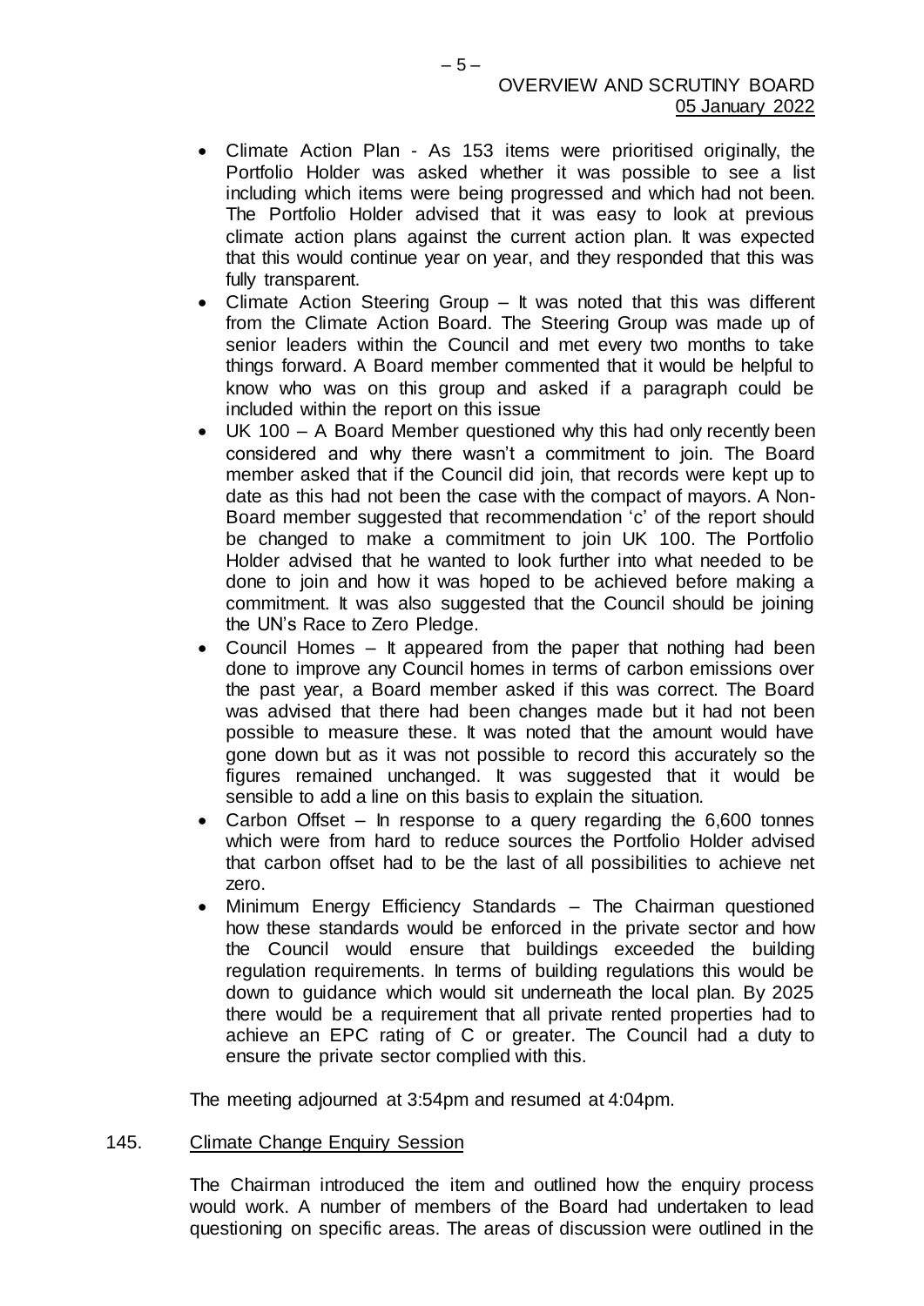- Climate Action Plan - As 153 items were prioritised originally, the Portfolio Holder was asked whether it was possible to see a list including which items were being progressed and which had not been. The Portfolio Holder advised that it was easy to look at previous climate action plans against the current action plan. It was expected that this would continue year on year, and they responded that this was fully transparent.
- Climate Action Steering Group – It was noted that this was different from the Climate Action Board. The Steering Group was made up of senior leaders within the Council and met every two months to take things forward. A Board member commented that it would be helpful to know who was on this group and asked if a paragraph could be included within the report on this issue
- UK 100 – A Board Member questioned why this had only recently been considered and why there wasn't a commitment to join. The Board member asked that if the Council did join, that records were kept up to date as this had not been the case with the compact of mayors. A Non-Board member suggested that recommendation 'c' of the report should be changed to make a commitment to join UK 100. The Portfolio Holder advised that he wanted to look further into what needed to be done to join and how it was hoped to be achieved before making a commitment. It was also suggested that the Council should be joining the UN's Race to Zero Pledge.
- Council Homes – It appeared from the paper that nothing had been done to improve any Council homes in terms of carbon emissions over the past year, a Board member asked if this was correct. The Board was advised that there had been changes made but it had not been possible to measure these. It was noted that the amount would have gone down but as it was not possible to record this accurately so the figures remained unchanged. It was suggested that it would be sensible to add a line on this basis to explain the situation.
- Carbon Offset – In response to a query regarding the 6,600 tonnes which were from hard to reduce sources the Portfolio Holder advised that carbon offset had to be the last of all possibilities to achieve net zero.
- Minimum Energy Efficiency Standards – The Chairman questioned how these standards would be enforced in the private sector and how the Council would ensure that buildings exceeded the building regulation requirements. In terms of building regulations this would be down to guidance which would sit underneath the local plan. By 2025 there would be a requirement that all private rented properties had to achieve an EPC rating of C or greater. The Council had a duty to ensure the private sector complied with this.

The meeting adjourned at 3:54pm and resumed at 4:04pm.

## 145. Climate Change Enquiry Session

The Chairman introduced the item and outlined how the enquiry process would work. A number of members of the Board had undertaken to lead questioning on specific areas. The areas of discussion were outlined in the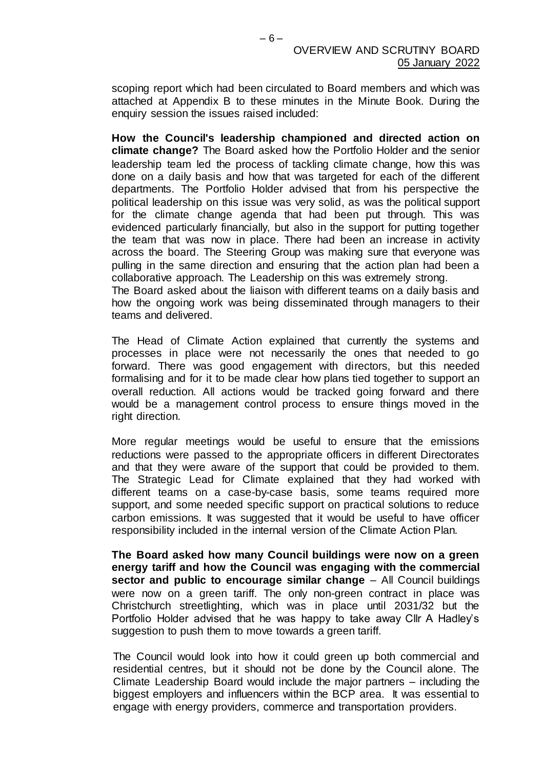scoping report which had been circulated to Board members and which was attached at Appendix B to these minutes in the Minute Book. During the enquiry session the issues raised included:

**How the Council's leadership championed and directed action on climate change?** The Board asked how the Portfolio Holder and the senior leadership team led the process of tackling climate change, how this was done on a daily basis and how that was targeted for each of the different departments. The Portfolio Holder advised that from his perspective the political leadership on this issue was very solid, as was the political support for the climate change agenda that had been put through. This was evidenced particularly financially, but also in the support for putting together the team that was now in place. There had been an increase in activity across the board. The Steering Group was making sure that everyone was pulling in the same direction and ensuring that the action plan had been a collaborative approach. The Leadership on this was extremely strong.
The Board asked about the liaison with different teams on a daily basis and how the ongoing work was being disseminated through managers to their teams and delivered.

The Head of Climate Action explained that currently the systems and processes in place were not necessarily the ones that needed to go forward. There was good engagement with directors, but this needed formalising and for it to be made clear how plans tied together to support an overall reduction. All actions would be tracked going forward and there would be a management control process to ensure things moved in the right direction.

More regular meetings would be useful to ensure that the emissions reductions were passed to the appropriate officers in different Directorates and that they were aware of the support that could be provided to them. The Strategic Lead for Climate explained that they had worked with different teams on a case-by-case basis, some teams required more support, and some needed specific support on practical solutions to reduce carbon emissions. It was suggested that it would be useful to have officer responsibility included in the internal version of the Climate Action Plan.

**The Board asked how many Council buildings were now on a green energy tariff and how the Council was engaging with the commercial sector and public to encourage similar change** – All Council buildings were now on a green tariff. The only non-green contract in place was Christchurch streetlighting, which was in place until 2031/32 but the Portfolio Holder advised that he was happy to take away Cllr A Hadley's suggestion to push them to move towards a green tariff.

The Council would look into how it could green up both commercial and residential centres, but it should not be done by the Council alone. The Climate Leadership Board would include the major partners – including the biggest employers and influencers within the BCP area. It was essential to engage with energy providers, commerce and transportation providers.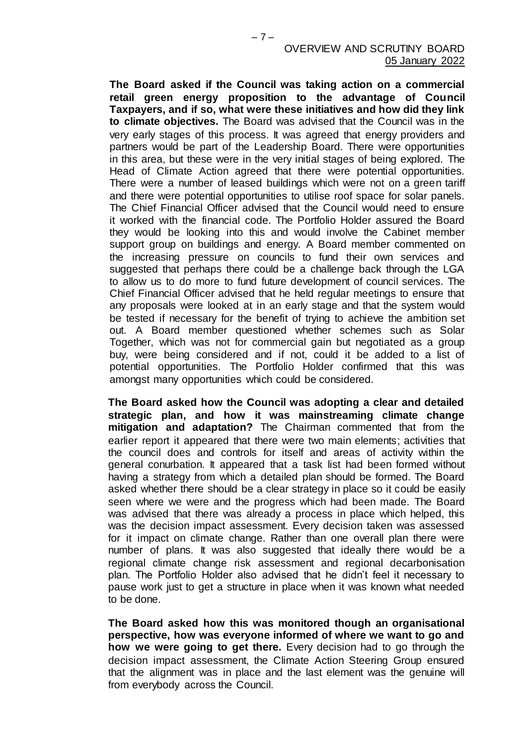**The Board asked if the Council was taking action on a commercial retail green energy proposition to the advantage of Council Taxpayers, and if so, what were these initiatives and how did they link to climate objectives.** The Board was advised that the Council was in the very early stages of this process. It was agreed that energy providers and partners would be part of the Leadership Board. There were opportunities in this area, but these were in the very initial stages of being explored. The Head of Climate Action agreed that there were potential opportunities. There were a number of leased buildings which were not on a green tariff and there were potential opportunities to utilise roof space for solar panels. The Chief Financial Officer advised that the Council would need to ensure it worked with the financial code. The Portfolio Holder assured the Board they would be looking into this and would involve the Cabinet member support group on buildings and energy. A Board member commented on the increasing pressure on councils to fund their own services and suggested that perhaps there could be a challenge back through the LGA to allow us to do more to fund future development of council services. The Chief Financial Officer advised that he held regular meetings to ensure that any proposals were looked at in an early stage and that the system would be tested if necessary for the benefit of trying to achieve the ambition set out. A Board member questioned whether schemes such as Solar Together, which was not for commercial gain but negotiated as a group buy, were being considered and if not, could it be added to a list of potential opportunities. The Portfolio Holder confirmed that this was amongst many opportunities which could be considered.

**The Board asked how the Council was adopting a clear and detailed strategic plan, and how it was mainstreaming climate change mitigation and adaptation?** The Chairman commented that from the earlier report it appeared that there were two main elements; activities that the council does and controls for itself and areas of activity within the general conurbation. It appeared that a task list had been formed without having a strategy from which a detailed plan should be formed. The Board asked whether there should be a clear strategy in place so it could be easily seen where we were and the progress which had been made. The Board was advised that there was already a process in place which helped, this was the decision impact assessment. Every decision taken was assessed for it impact on climate change. Rather than one overall plan there were number of plans. It was also suggested that ideally there would be a regional climate change risk assessment and regional decarbonisation plan. The Portfolio Holder also advised that he didn't feel it necessary to pause work just to get a structure in place when it was known what needed to be done.

**The Board asked how this was monitored though an organisational perspective, how was everyone informed of where we want to go and how we were going to get there.** Every decision had to go through the decision impact assessment, the Climate Action Steering Group ensured that the alignment was in place and the last element was the genuine will from everybody across the Council.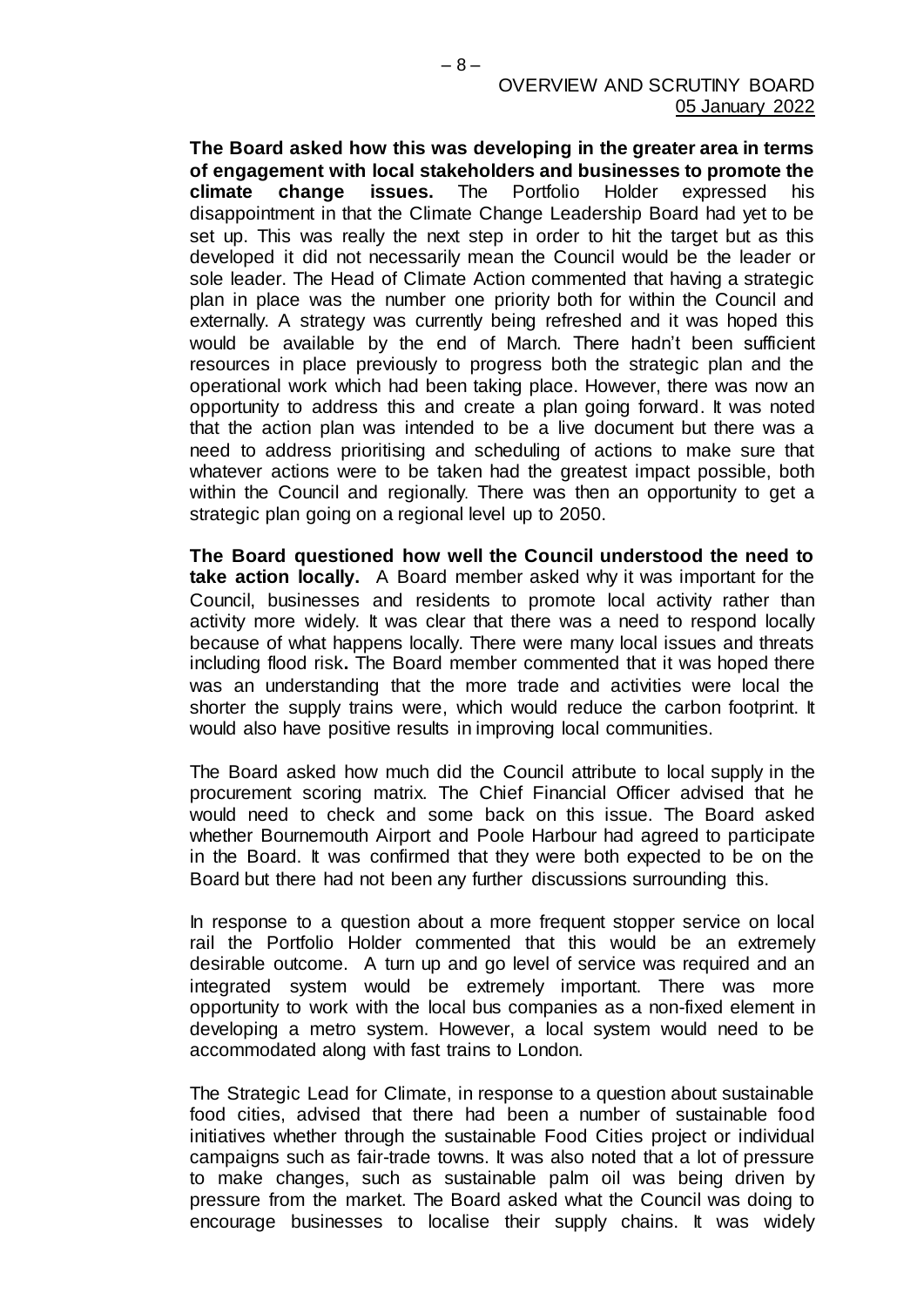**The Board asked how this was developing in the greater area in terms of engagement with local stakeholders and businesses to promote the climate change issues.** The Portfolio Holder expressed his disappointment in that the Climate Change Leadership Board had yet to be set up. This was really the next step in order to hit the target but as this developed it did not necessarily mean the Council would be the leader or sole leader. The Head of Climate Action commented that having a strategic plan in place was the number one priority both for within the Council and externally. A strategy was currently being refreshed and it was hoped this would be available by the end of March. There hadn't been sufficient resources in place previously to progress both the strategic plan and the operational work which had been taking place. However, there was now an opportunity to address this and create a plan going forward. It was noted that the action plan was intended to be a live document but there was a need to address prioritising and scheduling of actions to make sure that whatever actions were to be taken had the greatest impact possible, both within the Council and regionally. There was then an opportunity to get a strategic plan going on a regional level up to 2050.

**The Board questioned how well the Council understood the need to take action locally.** A Board member asked why it was important for the Council, businesses and residents to promote local activity rather than activity more widely. It was clear that there was a need to respond locally because of what happens locally. There were many local issues and threats including flood risk**.** The Board member commented that it was hoped there was an understanding that the more trade and activities were local the shorter the supply trains were, which would reduce the carbon footprint. It would also have positive results in improving local communities.

The Board asked how much did the Council attribute to local supply in the procurement scoring matrix. The Chief Financial Officer advised that he would need to check and some back on this issue. The Board asked whether Bournemouth Airport and Poole Harbour had agreed to participate in the Board. It was confirmed that they were both expected to be on the Board but there had not been any further discussions surrounding this.

In response to a question about a more frequent stopper service on local rail the Portfolio Holder commented that this would be an extremely desirable outcome. A turn up and go level of service was required and an integrated system would be extremely important. There was more opportunity to work with the local bus companies as a non-fixed element in developing a metro system. However, a local system would need to be accommodated along with fast trains to London.

The Strategic Lead for Climate, in response to a question about sustainable food cities, advised that there had been a number of sustainable food initiatives whether through the sustainable Food Cities project or individual campaigns such as fair-trade towns. It was also noted that a lot of pressure to make changes, such as sustainable palm oil was being driven by pressure from the market. The Board asked what the Council was doing to encourage businesses to localise their supply chains. It was widely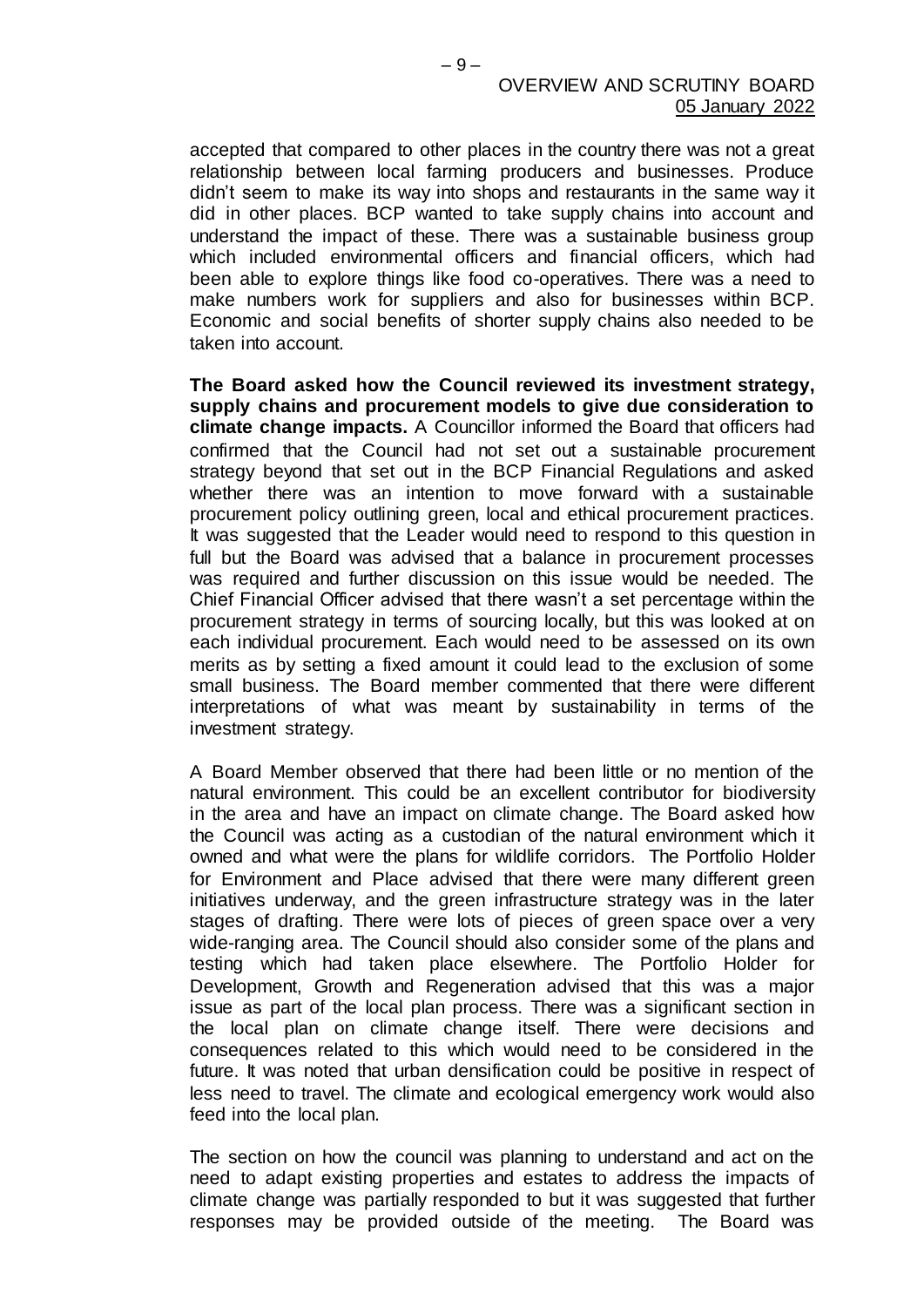accepted that compared to other places in the country there was not a great relationship between local farming producers and businesses. Produce didn't seem to make its way into shops and restaurants in the same way it did in other places. BCP wanted to take supply chains into account and understand the impact of these. There was a sustainable business group which included environmental officers and financial officers, which had been able to explore things like food co-operatives. There was a need to make numbers work for suppliers and also for businesses within BCP. Economic and social benefits of shorter supply chains also needed to be taken into account.

**The Board asked how the Council reviewed its investment strategy, supply chains and procurement models to give due consideration to climate change impacts.** A Councillor informed the Board that officers had confirmed that the Council had not set out a sustainable procurement strategy beyond that set out in the BCP Financial Regulations and asked whether there was an intention to move forward with a sustainable procurement policy outlining green, local and ethical procurement practices. It was suggested that the Leader would need to respond to this question in full but the Board was advised that a balance in procurement processes was required and further discussion on this issue would be needed. The Chief Financial Officer advised that there wasn't a set percentage within the procurement strategy in terms of sourcing locally, but this was looked at on each individual procurement. Each would need to be assessed on its own merits as by setting a fixed amount it could lead to the exclusion of some small business. The Board member commented that there were different interpretations of what was meant by sustainability in terms of the investment strategy.

A Board Member observed that there had been little or no mention of the natural environment. This could be an excellent contributor for biodiversity in the area and have an impact on climate change. The Board asked how the Council was acting as a custodian of the natural environment which it owned and what were the plans for wildlife corridors. The Portfolio Holder for Environment and Place advised that there were many different green initiatives underway, and the green infrastructure strategy was in the later stages of drafting. There were lots of pieces of green space over a very wide-ranging area. The Council should also consider some of the plans and testing which had taken place elsewhere. The Portfolio Holder for Development, Growth and Regeneration advised that this was a major issue as part of the local plan process. There was a significant section in the local plan on climate change itself. There were decisions and consequences related to this which would need to be considered in the future. It was noted that urban densification could be positive in respect of less need to travel. The climate and ecological emergency work would also feed into the local plan.

The section on how the council was planning to understand and act on the need to adapt existing properties and estates to address the impacts of climate change was partially responded to but it was suggested that further responses may be provided outside of the meeting. The Board was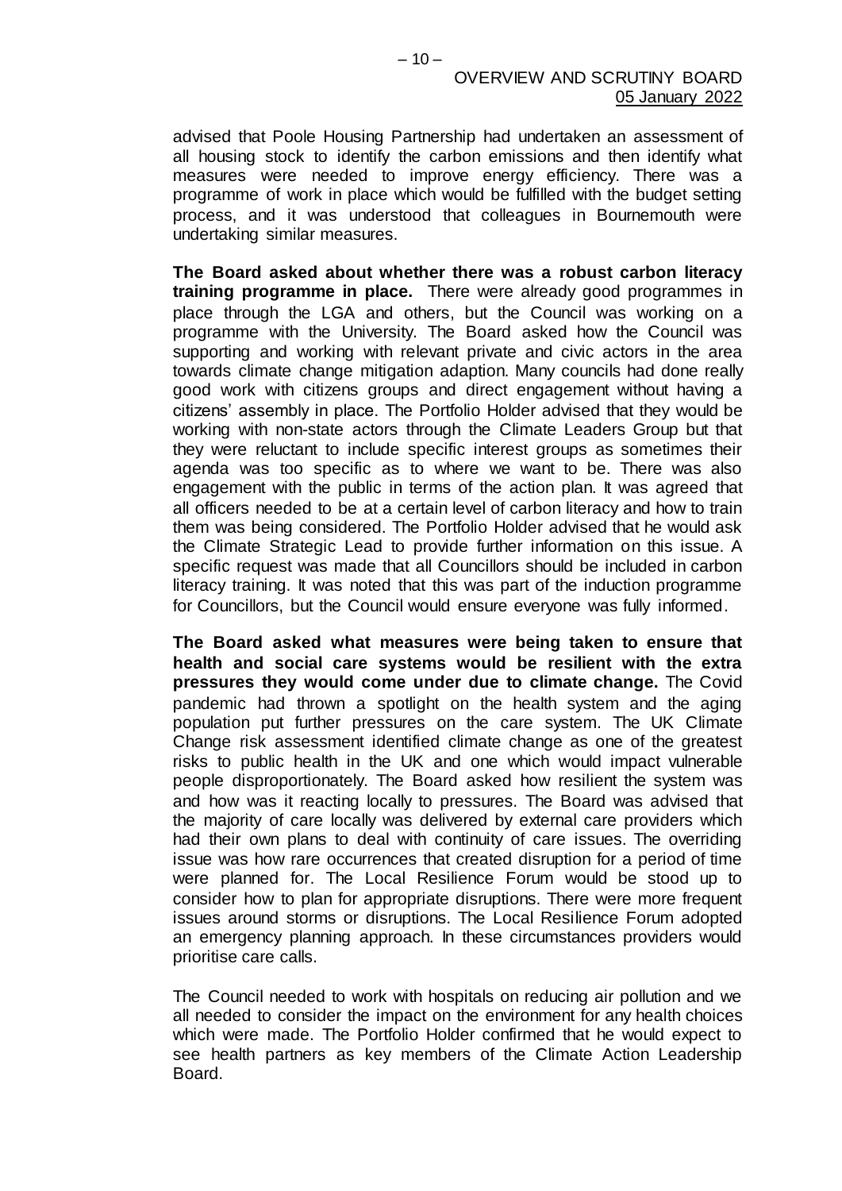advised that Poole Housing Partnership had undertaken an assessment of all housing stock to identify the carbon emissions and then identify what measures were needed to improve energy efficiency. There was a programme of work in place which would be fulfilled with the budget setting process, and it was understood that colleagues in Bournemouth were undertaking similar measures.

**The Board asked about whether there was a robust carbon literacy training programme in place.** There were already good programmes in place through the LGA and others, but the Council was working on a programme with the University. The Board asked how the Council was supporting and working with relevant private and civic actors in the area towards climate change mitigation adaption. Many councils had done really good work with citizens groups and direct engagement without having a citizens' assembly in place. The Portfolio Holder advised that they would be working with non-state actors through the Climate Leaders Group but that they were reluctant to include specific interest groups as sometimes their agenda was too specific as to where we want to be. There was also engagement with the public in terms of the action plan. It was agreed that all officers needed to be at a certain level of carbon literacy and how to train them was being considered. The Portfolio Holder advised that he would ask the Climate Strategic Lead to provide further information on this issue. A specific request was made that all Councillors should be included in carbon literacy training. It was noted that this was part of the induction programme for Councillors, but the Council would ensure everyone was fully informed.

**The Board asked what measures were being taken to ensure that health and social care systems would be resilient with the extra pressures they would come under due to climate change.** The Covid pandemic had thrown a spotlight on the health system and the aging population put further pressures on the care system. The UK Climate Change risk assessment identified climate change as one of the greatest risks to public health in the UK and one which would impact vulnerable people disproportionately. The Board asked how resilient the system was and how was it reacting locally to pressures. The Board was advised that the majority of care locally was delivered by external care providers which had their own plans to deal with continuity of care issues. The overriding issue was how rare occurrences that created disruption for a period of time were planned for. The Local Resilience Forum would be stood up to consider how to plan for appropriate disruptions. There were more frequent issues around storms or disruptions. The Local Resilience Forum adopted an emergency planning approach. In these circumstances providers would prioritise care calls.

The Council needed to work with hospitals on reducing air pollution and we all needed to consider the impact on the environment for any health choices which were made. The Portfolio Holder confirmed that he would expect to see health partners as key members of the Climate Action Leadership Board.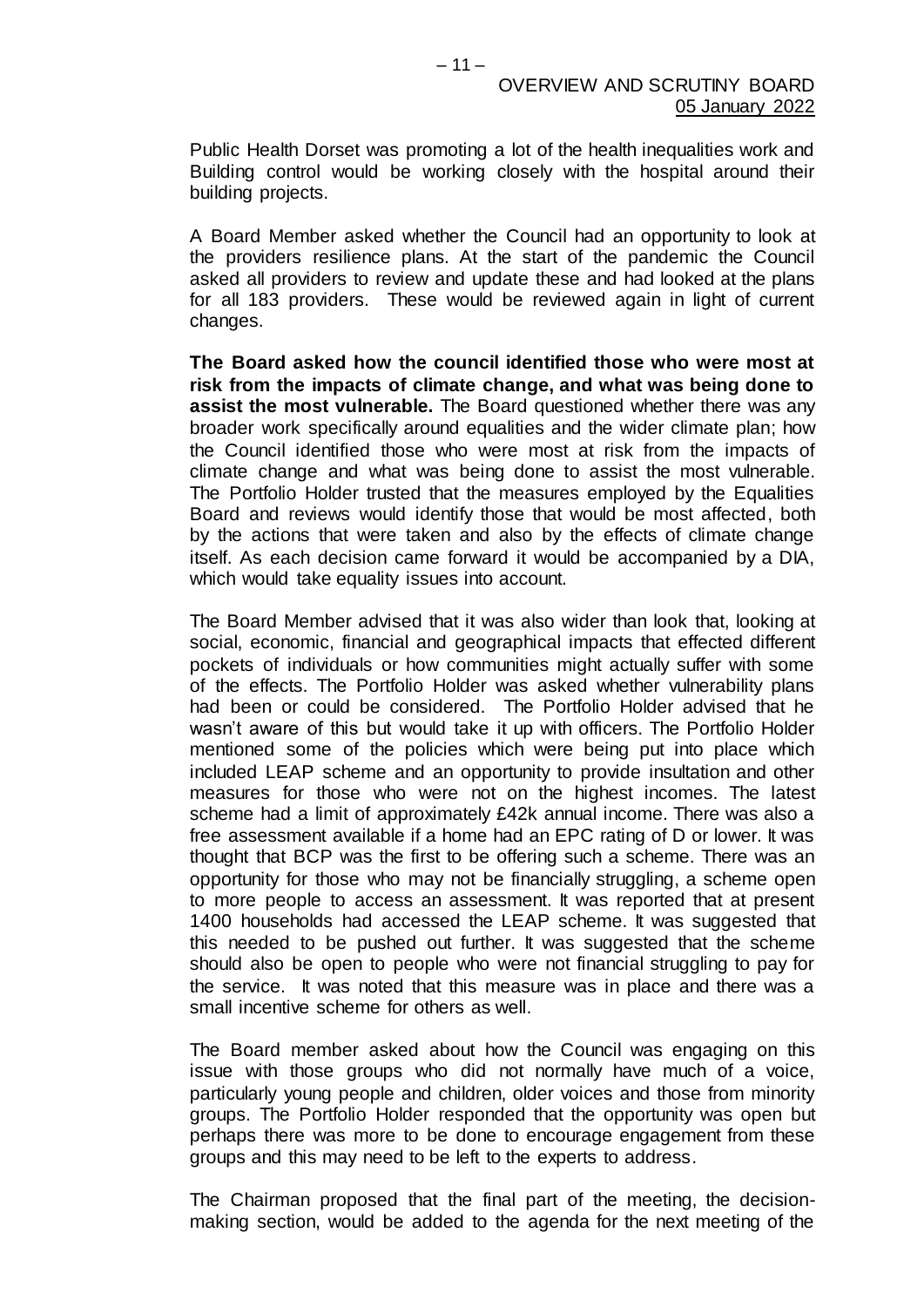Public Health Dorset was promoting a lot of the health inequalities work and Building control would be working closely with the hospital around their building projects.

A Board Member asked whether the Council had an opportunity to look at the providers resilience plans. At the start of the pandemic the Council asked all providers to review and update these and had looked at the plans for all 183 providers. These would be reviewed again in light of current changes.

**The Board asked how the council identified those who were most at risk from the impacts of climate change, and what was being done to assist the most vulnerable.** The Board questioned whether there was any broader work specifically around equalities and the wider climate plan; how the Council identified those who were most at risk from the impacts of climate change and what was being done to assist the most vulnerable. The Portfolio Holder trusted that the measures employed by the Equalities Board and reviews would identify those that would be most affected, both by the actions that were taken and also by the effects of climate change itself. As each decision came forward it would be accompanied by a DIA, which would take equality issues into account.

The Board Member advised that it was also wider than look that, looking at social, economic, financial and geographical impacts that effected different pockets of individuals or how communities might actually suffer with some of the effects. The Portfolio Holder was asked whether vulnerability plans had been or could be considered. The Portfolio Holder advised that he wasn't aware of this but would take it up with officers. The Portfolio Holder mentioned some of the policies which were being put into place which included LEAP scheme and an opportunity to provide insultation and other measures for those who were not on the highest incomes. The latest scheme had a limit of approximately £42k annual income. There was also a free assessment available if a home had an EPC rating of D or lower. It was thought that BCP was the first to be offering such a scheme. There was an opportunity for those who may not be financially struggling, a scheme open to more people to access an assessment. It was reported that at present 1400 households had accessed the LEAP scheme. It was suggested that this needed to be pushed out further. It was suggested that the scheme should also be open to people who were not financial struggling to pay for the service. It was noted that this measure was in place and there was a small incentive scheme for others as well.

The Board member asked about how the Council was engaging on this issue with those groups who did not normally have much of a voice, particularly young people and children, older voices and those from minority groups. The Portfolio Holder responded that the opportunity was open but perhaps there was more to be done to encourage engagement from these groups and this may need to be left to the experts to address.

The Chairman proposed that the final part of the meeting, the decision-making section, would be added to the agenda for the next meeting of the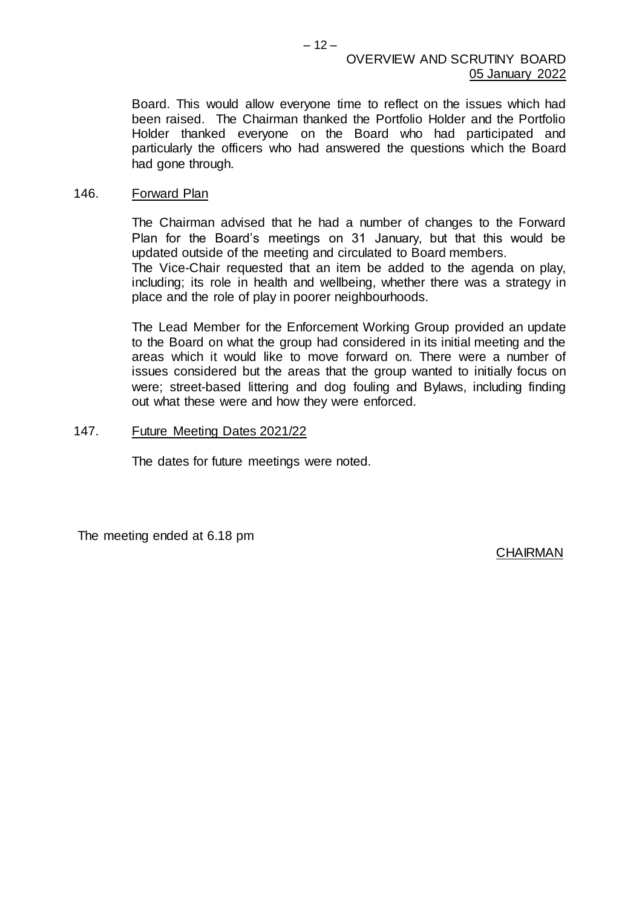Board. This would allow everyone time to reflect on the issues which had been raised. The Chairman thanked the Portfolio Holder and the Portfolio Holder thanked everyone on the Board who had participated and particularly the officers who had answered the questions which the Board had gone through.

### 146. Forward Plan

The Chairman advised that he had a number of changes to the Forward Plan for the Board's meetings on 31 January, but that this would be updated outside of the meeting and circulated to Board members.
The Vice-Chair requested that an item be added to the agenda on play, including; its role in health and wellbeing, whether there was a strategy in place and the role of play in poorer neighbourhoods.

The Lead Member for the Enforcement Working Group provided an update to the Board on what the group had considered in its initial meeting and the areas which it would like to move forward on. There were a number of issues considered but the areas that the group wanted to initially focus on were; street-based littering and dog fouling and Bylaws, including finding out what these were and how they were enforced.

### 147. Future Meeting Dates 2021/22

The dates for future meetings were noted.

The meeting ended at 6.18 pm

CHAIRMAN